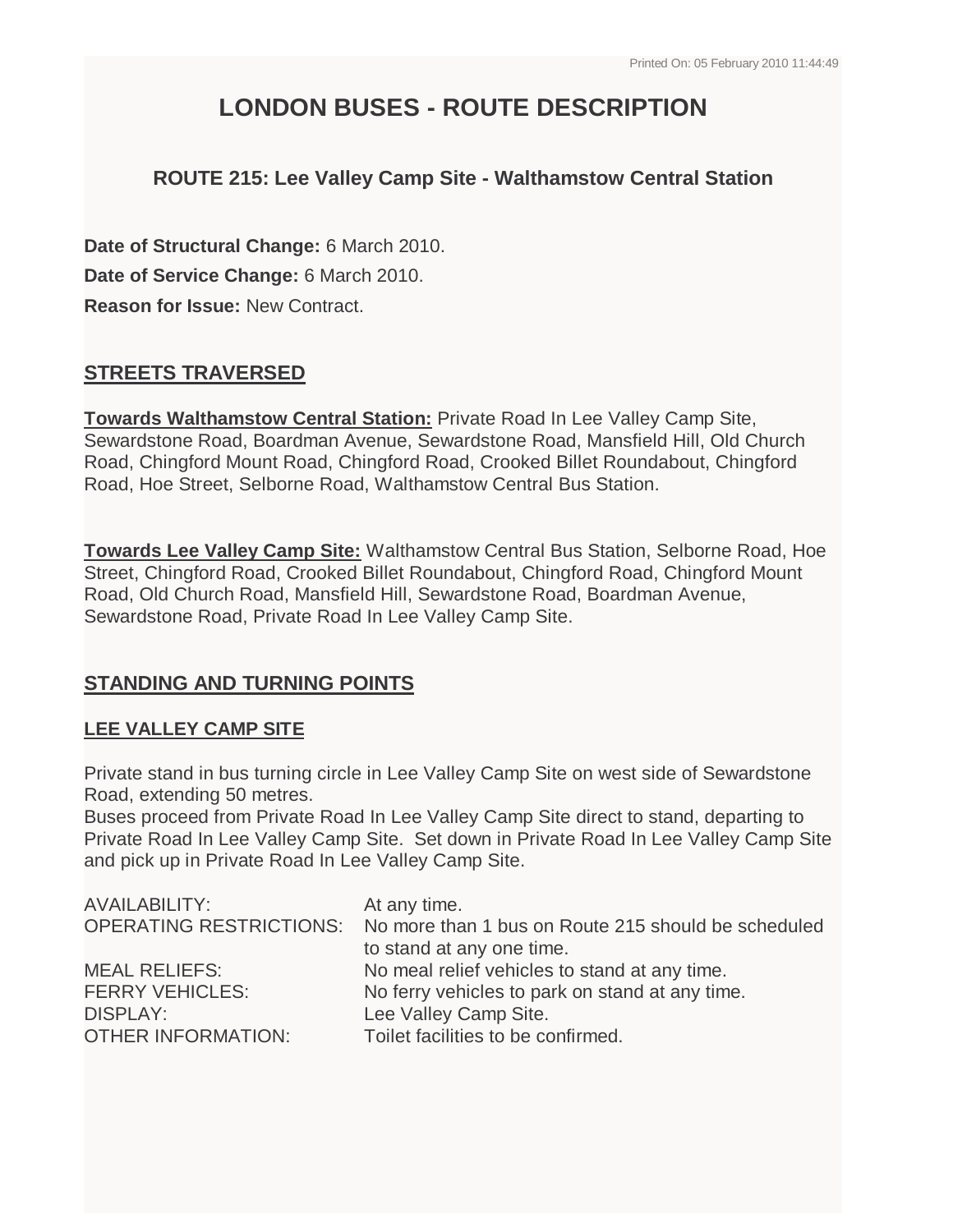# LONDON BUSES - ROUTE DESCRIPTION

### ROUTE 215: Lee Valley Camp Site - Walthamstow Central Station

**Date of Structural Change:** 6 March 2010.

**Date of Service Change:** 6 March 2010.

**Reason for Issue:** New Contract.

## STREETS TRAVERSED

**Towards Walthamstow Central Station:** Private Road In Lee Valley Camp Site, Sewardstone Road, Boardman Avenue, Sewardstone Road, Mansfield Hill, Old Church Road, Chingford Mount Road, Chingford Road, Crooked Billet Roundabout, Chingford Road, Hoe Street, Selborne Road, Walthamstow Central Bus Station.

**Towards Lee Valley Camp Site:** Walthamstow Central Bus Station, Selborne Road, Hoe Street, Chingford Road, Crooked Billet Roundabout, Chingford Road, Chingford Mount Road, Old Church Road, Mansfield Hill, Sewardstone Road, Boardman Avenue, Sewardstone Road, Private Road In Lee Valley Camp Site.

## STANDING AND TURNING POINTS

### LEE VALLEY CAMP SITE

Private stand in bus turning circle in Lee Valley Camp Site on west side of Sewardstone Road, extending 50 metres.
Buses proceed from Private Road In Lee Valley Camp Site direct to stand, departing to Private Road In Lee Valley Camp Site. Set down in Private Road In Lee Valley Camp Site and pick up in Private Road In Lee Valley Camp Site.

| | |
|---|---|
| AVAILABILITY: | At any time. |
| OPERATING RESTRICTIONS: | No more than 1 bus on Route 215 should be scheduled to stand at any one time. |
| MEAL RELIEFS: | No meal relief vehicles to stand at any time. |
| FERRY VEHICLES: | No ferry vehicles to park on stand at any time. |
| DISPLAY: | Lee Valley Camp Site. |
| OTHER INFORMATION: | Toilet facilities to be confirmed. |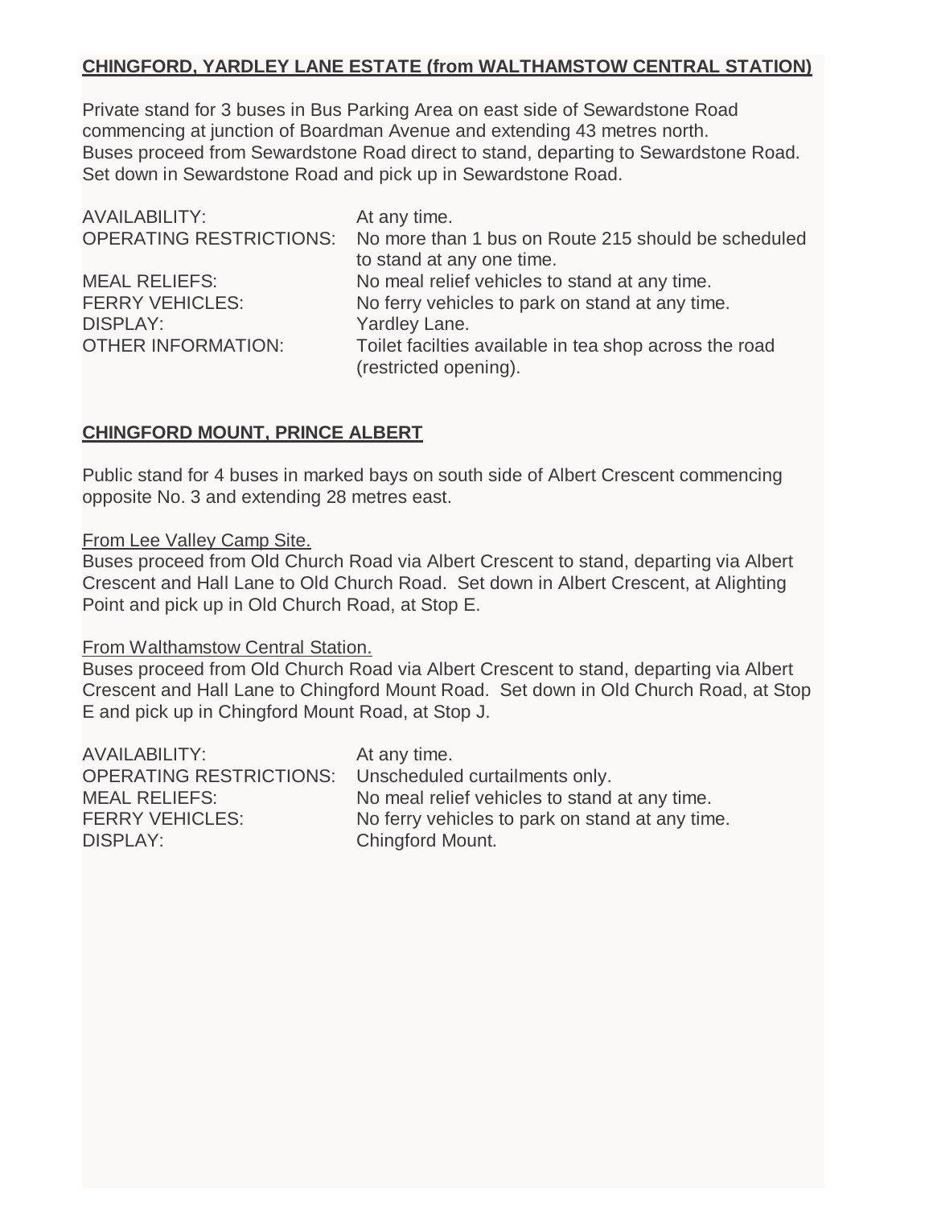**CHINGFORD, YARDLEY LANE ESTATE (from WALTHAMSTOW CENTRAL STATION)**

Private stand for 3 buses in Bus Parking Area on east side of Sewardstone Road commencing at junction of Boardman Avenue and extending 43 metres north.
Buses proceed from Sewardstone Road direct to stand, departing to Sewardstone Road.
Set down in Sewardstone Road and pick up in Sewardstone Road.

| | |
|---|---|
| AVAILABILITY: | At any time. |
| OPERATING RESTRICTIONS: | No more than 1 bus on Route 215 should be scheduled to stand at any one time. |
| MEAL RELIEFS: | No meal relief vehicles to stand at any time. |
| FERRY VEHICLES: | No ferry vehicles to park on stand at any time. |
| DISPLAY: | Yardley Lane. |
| OTHER INFORMATION: | Toilet facilties available in tea shop across the road (restricted opening). |

**CHINGFORD MOUNT, PRINCE ALBERT**

Public stand for 4 buses in marked bays on south side of Albert Crescent commencing opposite No. 3 and extending 28 metres east.

From Lee Valley Camp Site.
Buses proceed from Old Church Road via Albert Crescent to stand, departing via Albert Crescent and Hall Lane to Old Church Road. Set down in Albert Crescent, at Alighting Point and pick up in Old Church Road, at Stop E.

From Walthamstow Central Station.
Buses proceed from Old Church Road via Albert Crescent to stand, departing via Albert Crescent and Hall Lane to Chingford Mount Road. Set down in Old Church Road, at Stop E and pick up in Chingford Mount Road, at Stop J.

| | |
|---|---|
| AVAILABILITY: | At any time. |
| OPERATING RESTRICTIONS: | Unscheduled curtailments only. |
| MEAL RELIEFS: | No meal relief vehicles to stand at any time. |
| FERRY VEHICLES: | No ferry vehicles to park on stand at any time. |
| DISPLAY: | Chingford Mount. |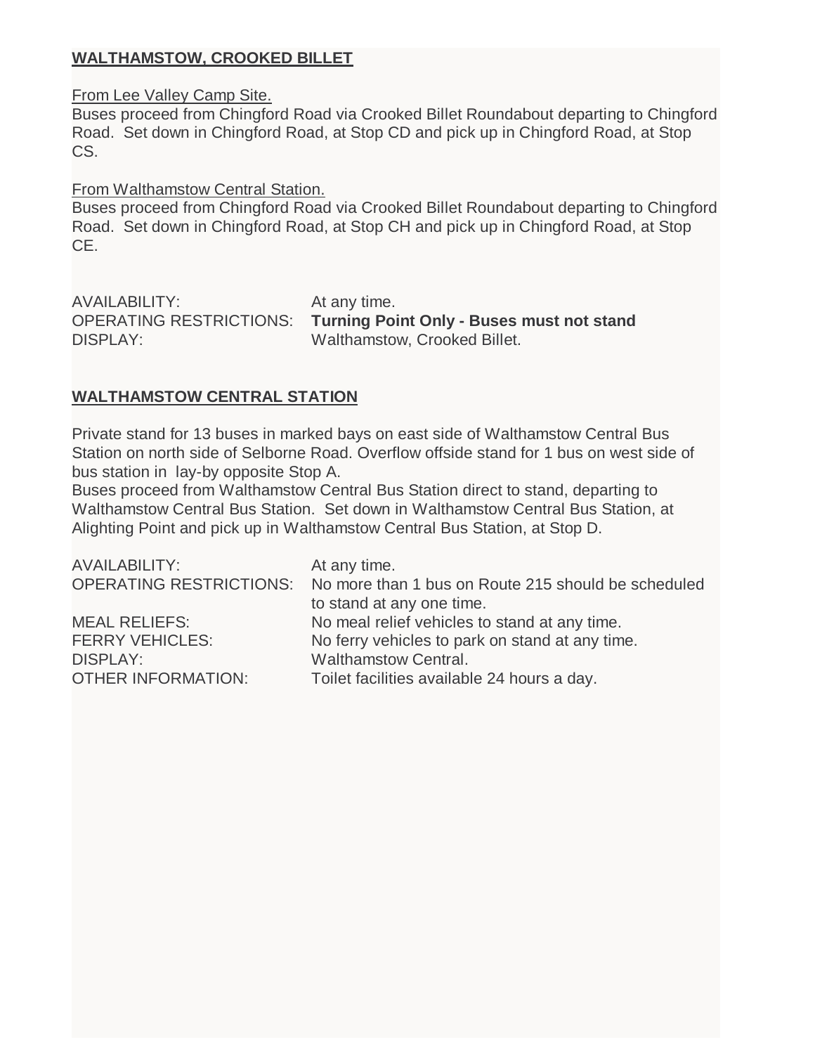**WALTHAMSTOW, CROOKED BILLET**

From Lee Valley Camp Site.
Buses proceed from Chingford Road via Crooked Billet Roundabout departing to Chingford Road. Set down in Chingford Road, at Stop CD and pick up in Chingford Road, at Stop CS.

From Walthamstow Central Station.
Buses proceed from Chingford Road via Crooked Billet Roundabout departing to Chingford Road. Set down in Chingford Road, at Stop CH and pick up in Chingford Road, at Stop CE.

| | |
|---|---|
| AVAILABILITY: | At any time. |
| OPERATING RESTRICTIONS: | **Turning Point Only - Buses must not stand** |
| DISPLAY: | Walthamstow, Crooked Billet. |

**WALTHAMSTOW CENTRAL STATION**

Private stand for 13 buses in marked bays on east side of Walthamstow Central Bus Station on north side of Selborne Road. Overflow offside stand for 1 bus on west side of bus station in lay-by opposite Stop A.
Buses proceed from Walthamstow Central Bus Station direct to stand, departing to Walthamstow Central Bus Station. Set down in Walthamstow Central Bus Station, at Alighting Point and pick up in Walthamstow Central Bus Station, at Stop D.

| | |
|---|---|
| AVAILABILITY: | At any time. |
| OPERATING RESTRICTIONS: | No more than 1 bus on Route 215 should be scheduled to stand at any one time. |
| MEAL RELIEFS: | No meal relief vehicles to stand at any time. |
| FERRY VEHICLES: | No ferry vehicles to park on stand at any time. |
| DISPLAY: | Walthamstow Central. |
| OTHER INFORMATION: | Toilet facilities available 24 hours a day. |